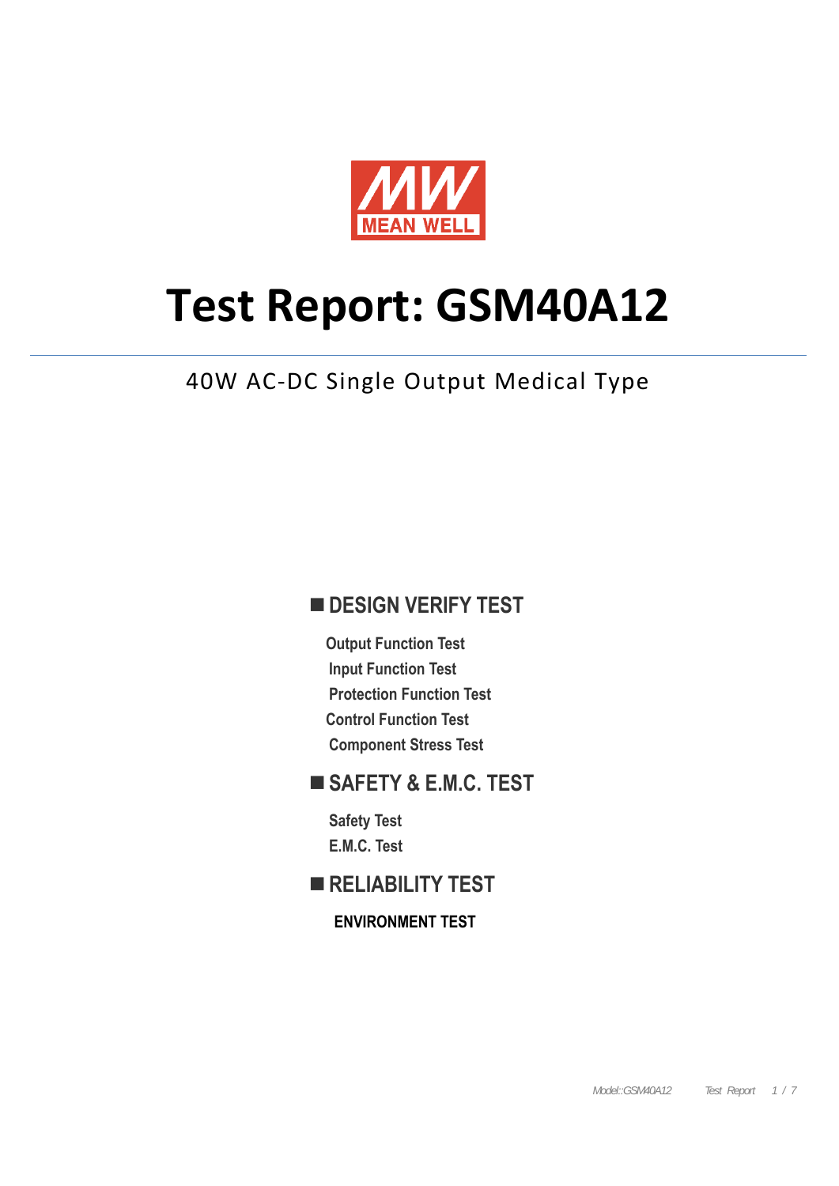MEAN WELL

# Test Report: GSM40A12

40W AC-DC Single Output Medical Type

## ■ DESIGN VERIFY TEST

Output Function Test
Input Function Test
Protection Function Test
Control Function Test
Component Stress Test

## ■ SAFETY & E.M.C. TEST

Safety Test
E.M.C. Test

## ■ RELIABILITY TEST

**ENVIRONMENT TEST**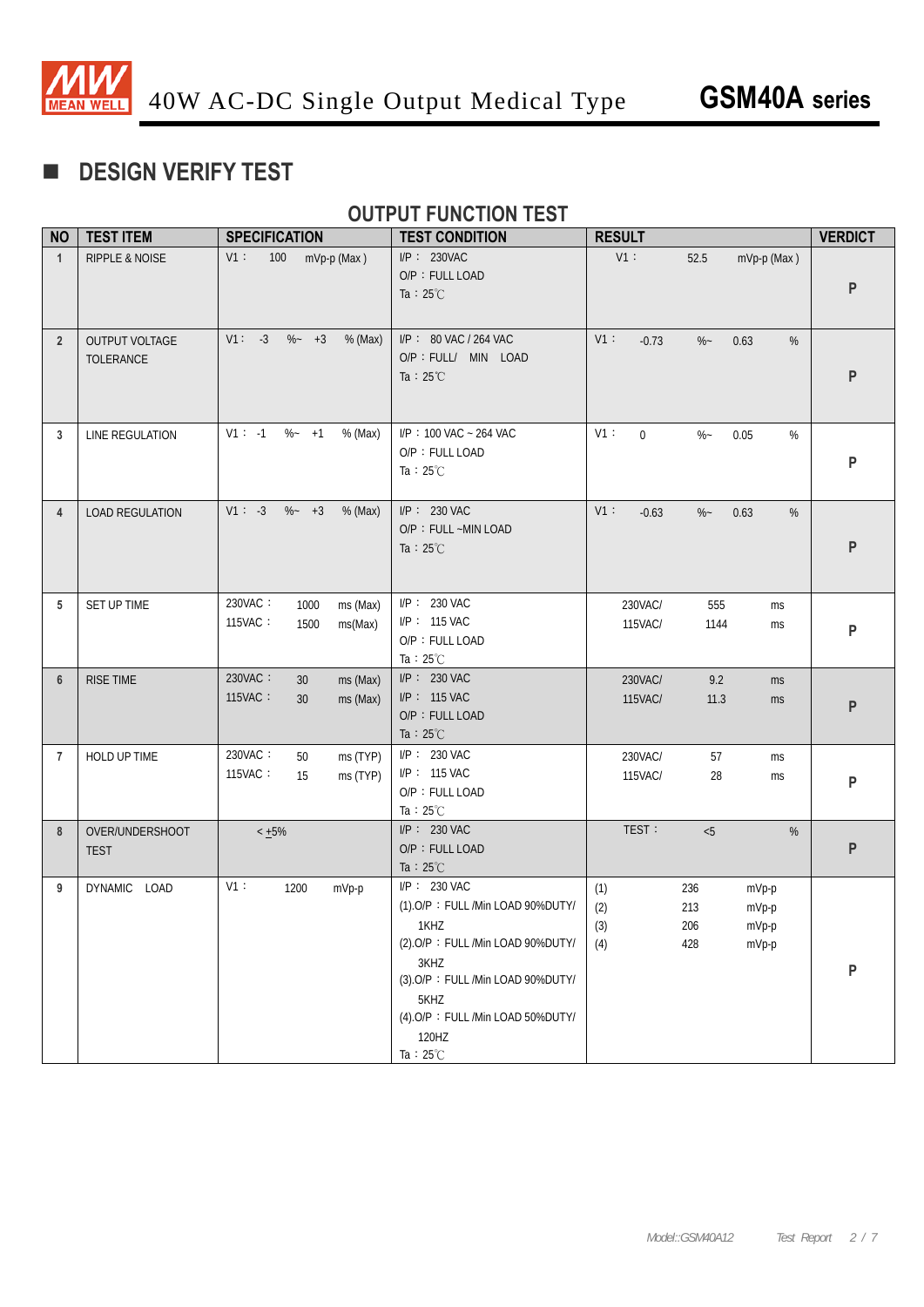## ■ DESIGN VERIFY TEST

### OUTPUT FUNCTION TEST

| NO | TEST ITEM | SPECIFICATION | TEST CONDITION | RESULT | VERDICT |
|---|---|---|---|---|---|
| 1 | RIPPLE & NOISE | V1： 100 mVp-p (Max ) | I/P： 230VAC<br>O/P：FULL LOAD<br>Ta：25℃ | V1： 52.5 mVp-p (Max ) | P |
| 2 | OUTPUT VOLTAGE TOLERANCE | V1： -3 %~ +3 % (Max) | I/P： 80 VAC / 264 VAC<br>O/P：FULL/ MIN LOAD<br>Ta：25℃ | V1： -0.73 %~ 0.63 % | P |
| 3 | LINE REGULATION | V1： -1 %~ +1 % (Max) | I/P：100 VAC ~ 264 VAC<br>O/P：FULL LOAD<br>Ta：25℃ | V1： 0 %~ 0.05 % | P |
| 4 | LOAD REGULATION | V1： -3 %~ +3 % (Max) | I/P： 230 VAC<br>O/P：FULL ~MIN LOAD<br>Ta：25℃ | V1： -0.63 %~ 0.63 % | P |
| 5 | SET UP TIME | 230VAC： 1000 ms (Max)<br>115VAC： 1500 ms(Max) | I/P： 230 VAC<br>I/P： 115 VAC<br>O/P：FULL LOAD<br>Ta：25℃ | 230VAC/ 555 ms<br>115VAC/ 1144 ms | P |
| 6 | RISE TIME | 230VAC： 30 ms (Max)<br>115VAC： 30 ms (Max) | I/P： 230 VAC<br>I/P： 115 VAC<br>O/P：FULL LOAD<br>Ta：25℃ | 230VAC/ 9.2 ms<br>115VAC/ 11.3 ms | P |
| 7 | HOLD UP TIME | 230VAC： 50 ms (TYP)<br>115VAC： 15 ms (TYP) | I/P： 230 VAC<br>I/P： 115 VAC<br>O/P：FULL LOAD<br>Ta：25℃ | 230VAC/ 57 ms<br>115VAC/ 28 ms | P |
| 8 | OVER/UNDERSHOOT TEST | < ±5% | I/P： 230 VAC<br>O/P：FULL LOAD<br>Ta：25℃ | TEST： <5 % | P |
| 9 | DYNAMIC LOAD | V1： 1200 mVp-p | I/P： 230 VAC<br>(1).O/P：FULL /Min LOAD 90%DUTY/ 1KHZ<br>(2).O/P：FULL /Min LOAD 90%DUTY/ 3KHZ<br>(3).O/P：FULL /Min LOAD 90%DUTY/ 5KHZ<br>(4).O/P：FULL /Min LOAD 50%DUTY/ 120HZ<br>Ta：25℃ | (1) 236 mVp-p<br>(2) 213 mVp-p<br>(3) 206 mVp-p<br>(4) 428 mVp-p | P |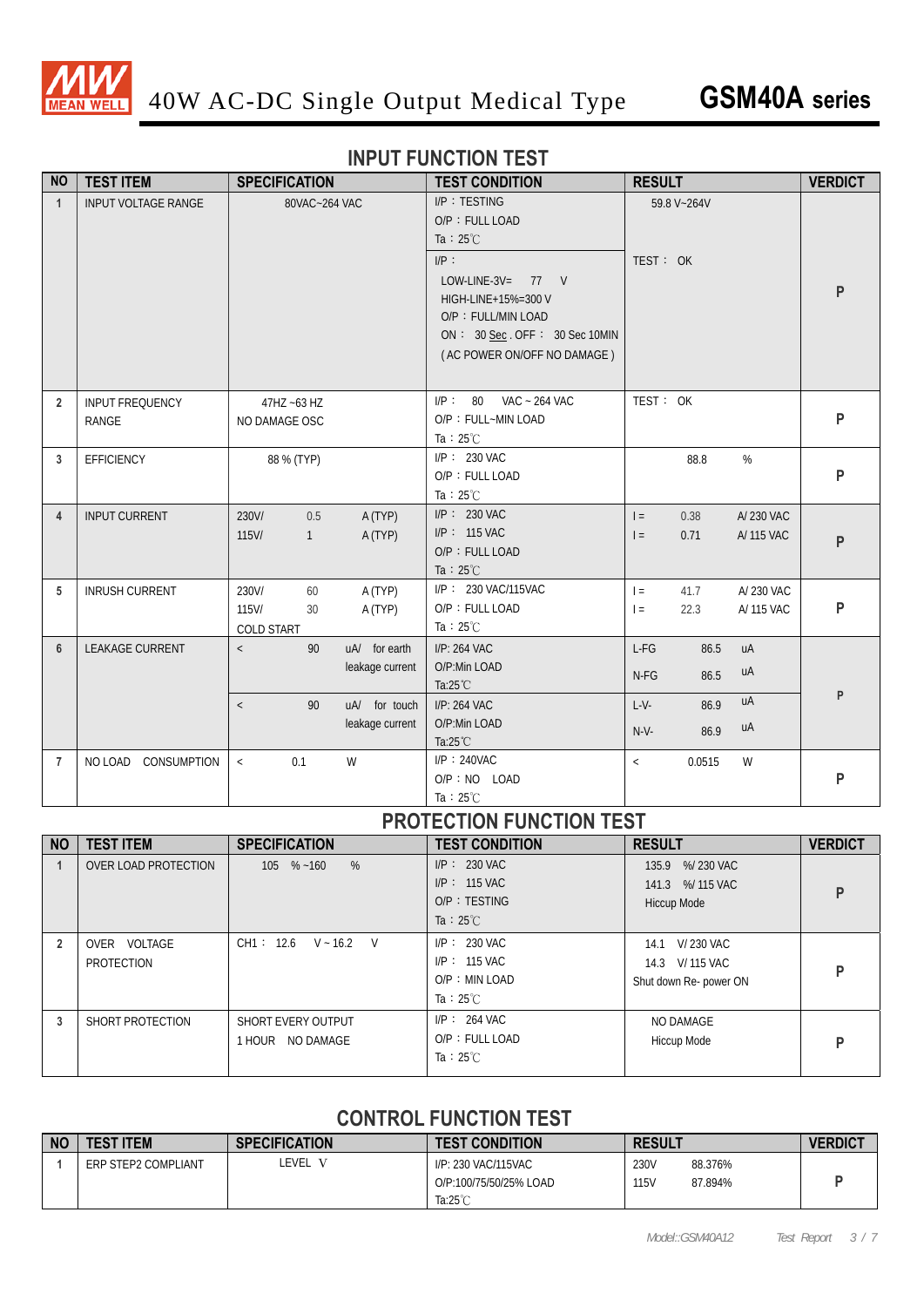# 40W AC-DC Single Output Medical Type **GSM40A series**

## INPUT FUNCTION TEST

| NO | TEST ITEM | SPECIFICATION | TEST CONDITION | RESULT | VERDICT |
|---|---|---|---|---|---|
| 1 | INPUT VOLTAGE RANGE | 80VAC~264 VAC | I/P：TESTING<br>O/P：FULL LOAD<br>Ta：25℃ | 59.8 V~264V | P |
| | | | I/P：<br>LOW-LINE-3V= 77 V<br>HIGH-LINE+15%=300 V<br>O/P：FULL/MIN LOAD<br>ON： 30 Sec . OFF： 30 Sec 10MIN<br>( AC POWER ON/OFF NO DAMAGE ) | TEST： OK | |
| 2 | INPUT FREQUENCY RANGE | 47HZ ~63 HZ<br>NO DAMAGE OSC | I/P： 80 VAC ~ 264 VAC<br>O/P：FULL~MIN LOAD<br>Ta：25℃ | TEST： OK | P |
| 3 | EFFICIENCY | 88 % (TYP) | I/P： 230 VAC<br>O/P：FULL LOAD<br>Ta：25℃ | 88.8 % | P |
| 4 | INPUT CURRENT | 230V/ 0.5 A (TYP)<br>115V/ 1 A (TYP) | I/P： 230 VAC<br>I/P： 115 VAC<br>O/P：FULL LOAD<br>Ta：25℃ | I = 0.38 A/ 230 VAC<br>I = 0.71 A/ 115 VAC | P |
| 5 | INRUSH CURRENT | 230V/ 60 A (TYP)<br>115V/ 30 A (TYP)<br>COLD START | I/P： 230 VAC/115VAC<br>O/P：FULL LOAD<br>Ta：25℃ | I = 41.7 A/ 230 VAC<br>I = 22.3 A/ 115 VAC | P |
| 6 | LEAKAGE CURRENT | < 90 uA/ for earth leakage current | I/P: 264 VAC<br>O/P:Min LOAD<br>Ta:25℃ | L-FG 86.5 uA<br>N-FG 86.5 uA | P |
| | | < 90 uA/ for touch leakage current | I/P: 264 VAC<br>O/P:Min LOAD<br>Ta:25℃ | L-V- 86.9 uA<br>N-V- 86.9 uA | |
| 7 | NO LOAD CONSUMPTION | < 0.1 W | I/P：240VAC<br>O/P：NO LOAD<br>Ta：25℃ | < 0.0515 W | P |

## PROTECTION FUNCTION TEST

| NO | TEST ITEM | SPECIFICATION | TEST CONDITION | RESULT | VERDICT |
|---|---|---|---|---|---|
| 1 | OVER LOAD PROTECTION | 105 % ~160 % | I/P： 230 VAC<br>I/P： 115 VAC<br>O/P：TESTING<br>Ta：25℃ | 135.9 %/ 230 VAC<br>141.3 %/ 115 VAC<br>Hiccup Mode | P |
| 2 | OVER VOLTAGE PROTECTION | CH1： 12.6 V ~ 16.2 V | I/P： 230 VAC<br>I/P： 115 VAC<br>O/P：MIN LOAD<br>Ta：25℃ | 14.1 V/ 230 VAC<br>14.3 V/ 115 VAC<br>Shut down Re- power ON | P |
| 3 | SHORT PROTECTION | SHORT EVERY OUTPUT<br>1 HOUR NO DAMAGE | I/P： 264 VAC<br>O/P：FULL LOAD<br>Ta：25℃ | NO DAMAGE<br>Hiccup Mode | P |

## CONTROL FUNCTION TEST

| NO | TEST ITEM | SPECIFICATION | TEST CONDITION | RESULT | VERDICT |
|---|---|---|---|---|---|
| 1 | ERP STEP2 COMPLIANT | LEVEL Ⅴ | I/P: 230 VAC/115VAC<br>O/P:100/75/50/25% LOAD<br>Ta:25℃ | 230V 88.376%<br>115V 87.894% | P |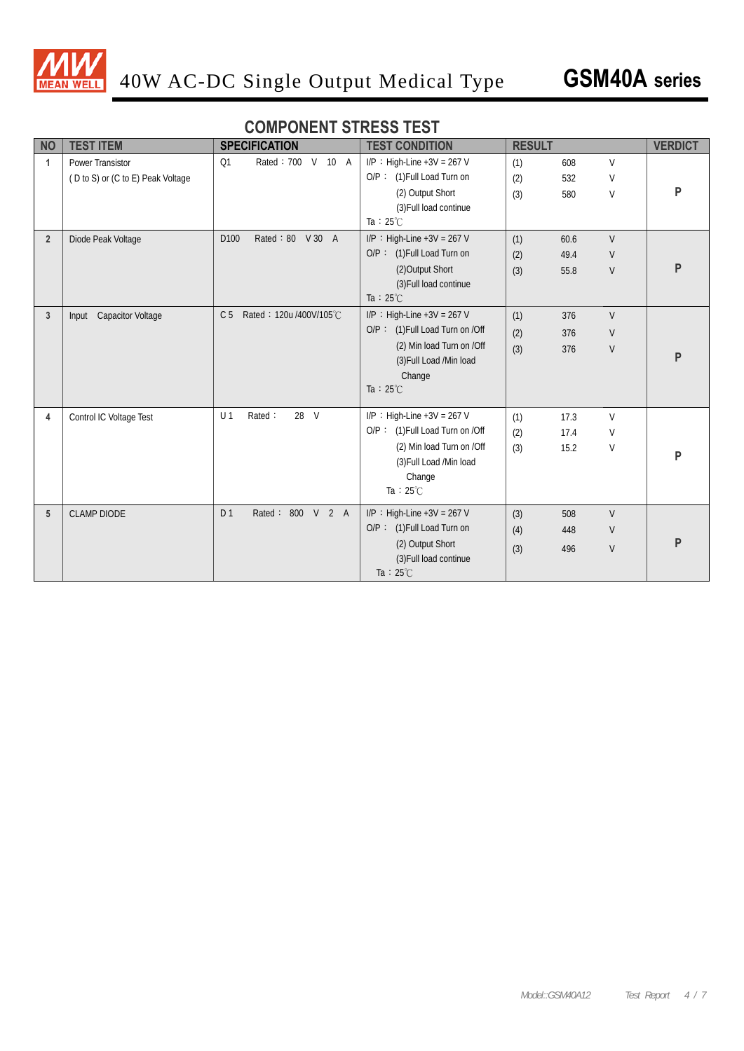## COMPONENT STRESS TEST

| NO | TEST ITEM | SPECIFICATION | TEST CONDITION | RESULT | VERDICT |
|---|---|---|---|---|---|
| 1 | Power Transistor<br>( D to S) or (C to E) Peak Voltage | Q1 Rated：700 V 10 A | I/P：High-Line +3V = 267 V<br>O/P： (1)Full Load Turn on<br>(2) Output Short<br>(3)Full load continue<br>Ta：25℃ | (1) 608 V<br>(2) 532 V<br>(3) 580 V | P |
| 2 | Diode Peak Voltage | D100 Rated：80 V 30 A | I/P：High-Line +3V = 267 V<br>O/P： (1)Full Load Turn on<br>(2)Output Short<br>(3)Full load continue<br>Ta：25℃ | (1) 60.6 V<br>(2) 49.4 V<br>(3) 55.8 V | P |
| 3 | Input Capacitor Voltage | C 5 Rated：120u /400V/105℃ | I/P：High-Line +3V = 267 V<br>O/P： (1)Full Load Turn on /Off<br>(2) Min load Turn on /Off<br>(3)Full Load /Min load Change<br>Ta：25℃ | (1) 376 V<br>(2) 376 V<br>(3) 376 V | P |
| 4 | Control IC Voltage Test | U 1 Rated： 28 V | I/P：High-Line +3V = 267 V<br>O/P： (1)Full Load Turn on /Off<br>(2) Min load Turn on /Off<br>(3)Full Load /Min load Change<br>Ta：25℃ | (1) 17.3 V<br>(2) 17.4 V<br>(3) 15.2 V | P |
| 5 | CLAMP DIODE | D 1 Rated： 800 V 2 A | I/P：High-Line +3V = 267 V<br>O/P： (1)Full Load Turn on<br>(2) Output Short<br>(3)Full load continue<br>Ta：25℃ | (3) 508 V<br>(4) 448 V<br>(3) 496 V | P |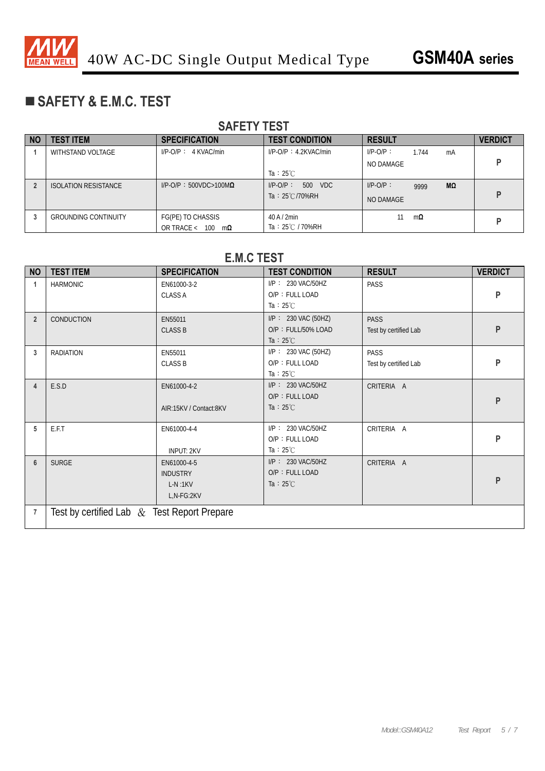## ■ SAFETY & E.M.C. TEST

### SAFETY TEST

| NO | TEST ITEM | SPECIFICATION | TEST CONDITION | RESULT | VERDICT |
|---|---|---|---|---|---|
| 1 | WITHSTAND VOLTAGE | I/P-O/P： 4 KVAC/min | I/P-O/P：4.2KVAC/min<br>Ta：25℃ | I/P-O/P： 1.744 mA<br>NO DAMAGE | P |
| 2 | ISOLATION RESISTANCE | I/P-O/P：500VDC>100MΩ | I/P-O/P： 500 VDC<br>Ta：25℃/70%RH | I/P-O/P： 9999 MΩ<br>NO DAMAGE | P |
| 3 | GROUNDING CONTINUITY | FG(PE) TO CHASSIS<br>OR TRACE < 100 mΩ | 40 A / 2min<br>Ta：25℃ / 70%RH | 11 mΩ | P |

### E.M.C TEST

| NO | TEST ITEM | SPECIFICATION | TEST CONDITION | RESULT | VERDICT |
|---|---|---|---|---|---|
| 1 | HARMONIC | EN61000-3-2<br>CLASS A | I/P： 230 VAC/50HZ<br>O/P：FULL LOAD<br>Ta：25℃ | PASS | P |
| 2 | CONDUCTION | EN55011<br>CLASS B | I/P： 230 VAC (50HZ)<br>O/P：FULL/50% LOAD<br>Ta：25℃ | PASS<br>Test by certified Lab | P |
| 3 | RADIATION | EN55011<br>CLASS B | I/P： 230 VAC (50HZ)<br>O/P：FULL LOAD<br>Ta：25℃ | PASS<br>Test by certified Lab | P |
| 4 | E.S.D | EN61000-4-2<br>AIR:15KV / Contact:8KV | I/P： 230 VAC/50HZ<br>O/P：FULL LOAD<br>Ta：25℃ | CRITERIA A | P |
| 5 | E.F.T | EN61000-4-4<br>INPUT: 2KV | I/P： 230 VAC/50HZ<br>O/P：FULL LOAD<br>Ta：25℃ | CRITERIA A | P |
| 6 | SURGE | EN61000-4-5<br>INDUSTRY<br>L-N :1KV<br>L,N-FG:2KV | I/P： 230 VAC/50HZ<br>O/P：FULL LOAD<br>Ta：25℃ | CRITERIA A | P |
| 7 | Test by certified Lab ＆ Test Report Prepare | | | | |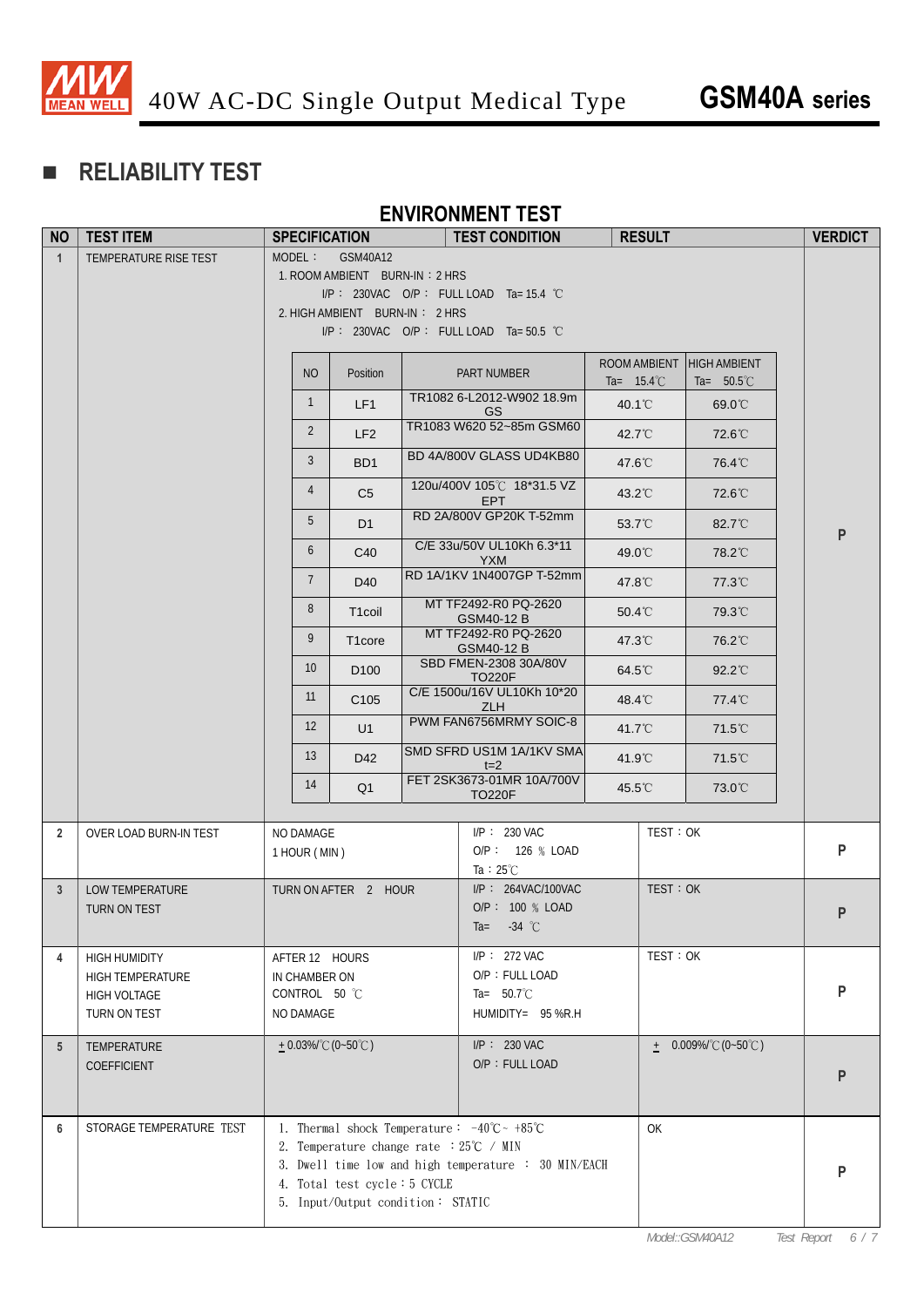## ■ RELIABILITY TEST

### ENVIRONMENT TEST

| NO | TEST ITEM | SPECIFICATION | TEST CONDITION | RESULT | VERDICT |
|---|---|---|---|---|---|
| 1 | TEMPERATURE RISE TEST | MODEL： GSM40A12<br>1. ROOM AMBIENT BURN-IN：2 HRS<br>I/P： 230VAC O/P： FULL LOAD Ta= 15.4 ℃<br>2. HIGH AMBIENT BURN-IN： 2 HRS<br>I/P： 230VAC O/P： FULL LOAD Ta= 50.5 ℃<br>(see table below) | | | P |
| 2 | OVER LOAD BURN-IN TEST | NO DAMAGE<br>1 HOUR ( MIN ) | I/P： 230 VAC<br>O/P： 126 ％ LOAD<br>Ta：25℃ | TEST：OK | P |
| 3 | LOW TEMPERATURE TURN ON TEST | TURN ON AFTER 2 HOUR | I/P： 264VAC/100VAC<br>O/P： 100 ％ LOAD<br>Ta= -34 ℃ | TEST：OK | P |
| 4 | HIGH HUMIDITY HIGH TEMPERATURE HIGH VOLTAGE TURN ON TEST | AFTER 12 HOURS<br>IN CHAMBER ON<br>CONTROL 50 ℃<br>NO DAMAGE | I/P： 272 VAC<br>O/P：FULL LOAD<br>Ta= 50.7℃<br>HUMIDITY= 95 %R.H | TEST：OK | P |
| 5 | TEMPERATURE COEFFICIENT | ± 0.03%/℃(0~50℃) | I/P： 230 VAC<br>O/P：FULL LOAD | ± 0.009%/℃(0~50℃) | P |
| 6 | STORAGE TEMPERATURE TEST | 1. Thermal shock Temperature： -40℃~ +85℃<br>2. Temperature change rate ：25℃ / MIN<br>3. Dwell time low and high temperature ： 30 MIN/EACH<br>4. Total test cycle：5 CYCLE<br>5. Input/Output condition： STATIC | | OK | P |

Temperature rise test results (item 1):

| NO | Position | PART NUMBER | ROOM AMBIENT Ta= 15.4℃ | HIGH AMBIENT Ta= 50.5℃ |
|---|---|---|---|---|
| 1 | LF1 | TR1082 6-L2012-W902 18.9m GS | 40.1℃ | 69.0℃ |
| 2 | LF2 | TR1083 W620 52~85m GSM60 | 42.7℃ | 72.6℃ |
| 3 | BD1 | BD 4A/800V GLASS UD4KB80 | 47.6℃ | 76.4℃ |
| 4 | C5 | 120u/400V 105℃ 18*31.5 VZ EPT | 43.2℃ | 72.6℃ |
| 5 | D1 | RD 2A/800V GP20K T-52mm | 53.7℃ | 82.7℃ |
| 6 | C40 | C/E 33u/50V UL10Kh 6.3*11 YXM | 49.0℃ | 78.2℃ |
| 7 | D40 | RD 1A/1KV 1N4007GP T-52mm | 47.8℃ | 77.3℃ |
| 8 | T1coil | MT TF2492-R0 PQ-2620 GSM40-12 B | 50.4℃ | 79.3℃ |
| 9 | T1core | MT TF2492-R0 PQ-2620 GSM40-12 B | 47.3℃ | 76.2℃ |
| 10 | D100 | SBD FMEN-2308 30A/80V TO220F | 64.5℃ | 92.2℃ |
| 11 | C105 | C/E 1500u/16V UL10Kh 10*20 ZLH | 48.4℃ | 77.4℃ |
| 12 | U1 | PWM FAN6756MRMY SOIC-8 | 41.7℃ | 71.5℃ |
| 13 | D42 | SMD SFRD US1M 1A/1KV SMA t=2 | 41.9℃ | 71.5℃ |
| 14 | Q1 | FET 2SK3673-01MR 10A/700V TO220F | 45.5℃ | 73.0℃ |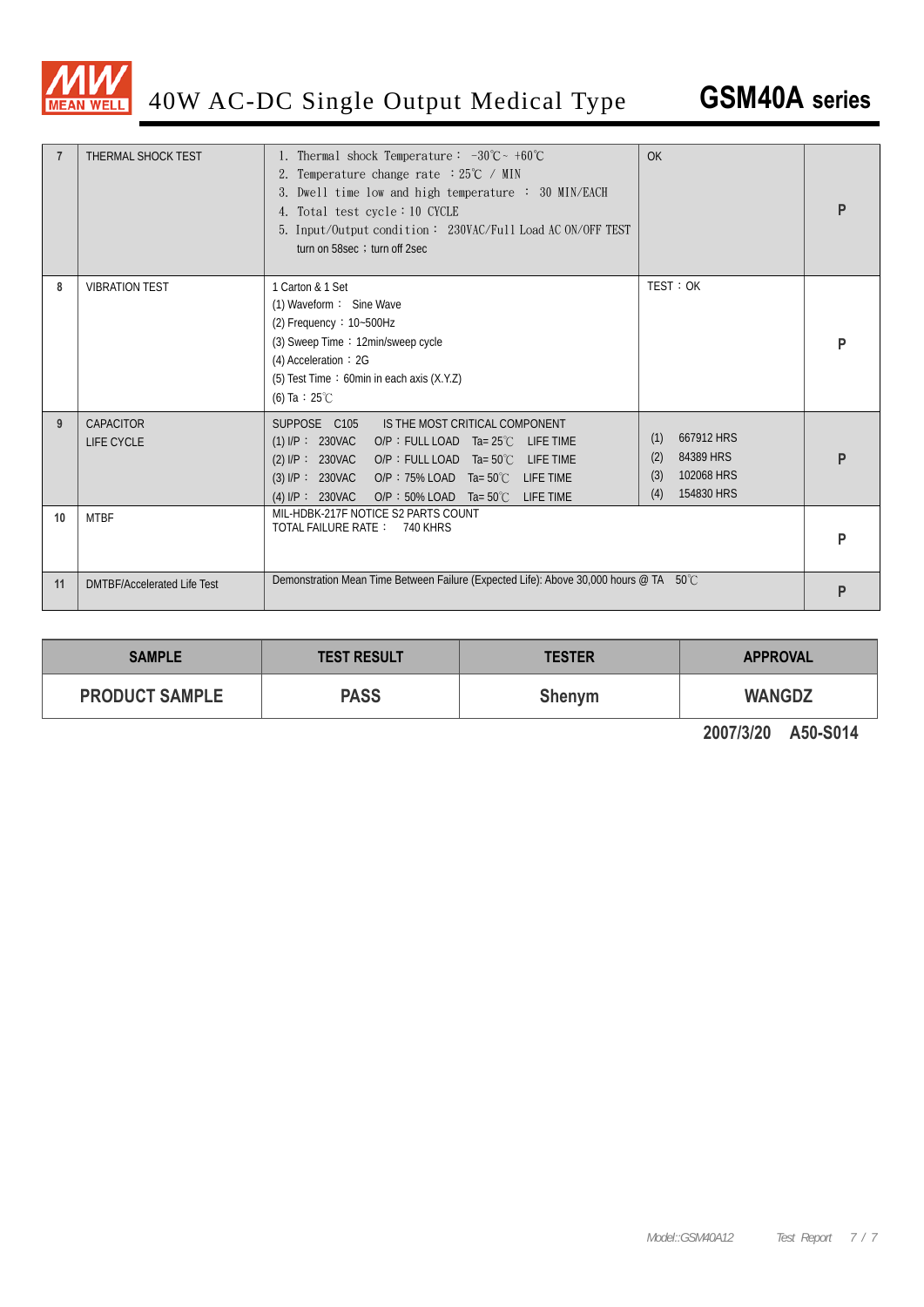# 40W AC-DC Single Output Medical Type **GSM40A series**

| | | | | |
|---|---|---|---|---|
| 7 | THERMAL SHOCK TEST | 1. Thermal shock Temperature： -30℃～ +60℃<br>2. Temperature change rate ：25℃ / MIN<br>3. Dwell time low and high temperature ： 30 MIN/EACH<br>4. Total test cycle：10 CYCLE<br>5. Input/Output condition： 230VAC/Full Load AC ON/OFF TEST turn on 58sec；turn off 2sec | OK | P |
| 8 | VIBRATION TEST | 1 Carton & 1 Set<br>(1) Waveform： Sine Wave<br>(2) Frequency：10~500Hz<br>(3) Sweep Time：12min/sweep cycle<br>(4) Acceleration：2G<br>(5) Test Time：60min in each axis (X.Y.Z)<br>(6) Ta：25℃ | TEST：OK | P |
| 9 | CAPACITOR LIFE CYCLE | SUPPOSE C105 IS THE MOST CRITICAL COMPONENT<br>(1) I/P： 230VAC O/P：FULL LOAD Ta= 25℃ LIFE TIME<br>(2) I/P： 230VAC O/P：FULL LOAD Ta= 50℃ LIFE TIME<br>(3) I/P： 230VAC O/P：75% LOAD Ta= 50℃ LIFE TIME<br>(4) I/P： 230VAC O/P：50% LOAD Ta= 50℃ LIFE TIME | (1) 667912 HRS<br>(2) 84389 HRS<br>(3) 102068 HRS<br>(4) 154830 HRS | P |
| 10 | MTBF | MIL-HDBK-217F NOTICE S2 PARTS COUNT<br>TOTAL FAILURE RATE： 740 KHRS | | P |
| 11 | DMTBF/Accelerated Life Test | Demonstration Mean Time Between Failure (Expected Life): Above 30,000 hours @ TA 50℃ | | P |

| SAMPLE | TEST RESULT | TESTER | APPROVAL |
|---|---|---|---|
| PRODUCT SAMPLE | PASS | Shenym | WANGDZ |

**2007/3/20 A50-S014**